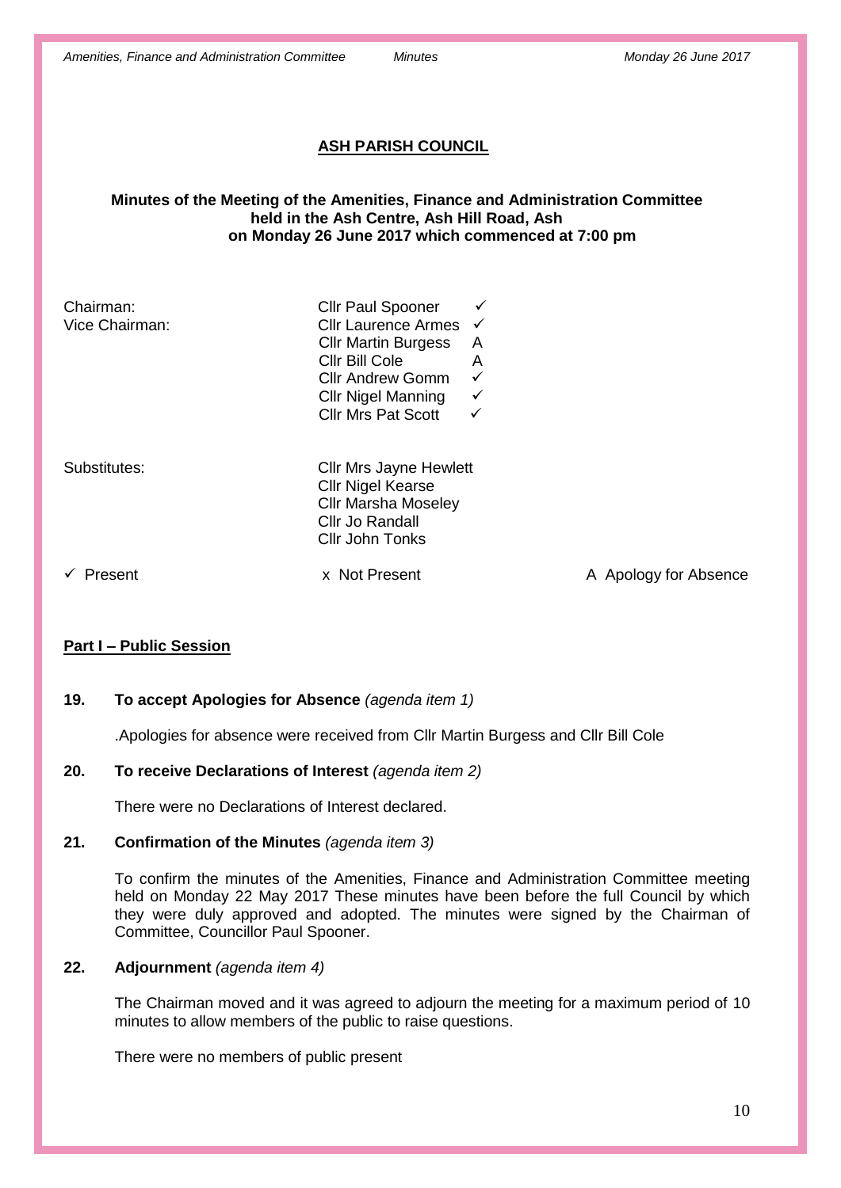# ASH PARISH COUNCIL

**Minutes of the Meeting of the Amenities, Finance and Administration Committee held in the Ash Centre, Ash Hill Road, Ash on Monday 26 June 2017 which commenced at 7:00 pm**

| | | |
|---|---|---|
| Chairman: | Cllr Paul Spooner | ✓ |
| Vice Chairman: | Cllr Laurence Armes | ✓ |
| | Cllr Martin Burgess | A |
| | Cllr Bill Cole | A |
| | Cllr Andrew Gomm | ✓ |
| | Cllr Nigel Manning | ✓ |
| | Cllr Mrs Pat Scott | ✓ |

Substitutes:
- Cllr Mrs Jayne Hewlett
- Cllr Nigel Kearse
- Cllr Marsha Moseley
- Cllr Jo Randall
- Cllr John Tonks

✓ Present    x Not Present    A Apology for Absence

## Part I – Public Session

**19. To accept Apologies for Absence** *(agenda item 1)*

.Apologies for absence were received from Cllr Martin Burgess and Cllr Bill Cole

**20. To receive Declarations of Interest** *(agenda item 2)*

There were no Declarations of Interest declared.

**21. Confirmation of the Minutes** *(agenda item 3)*

To confirm the minutes of the Amenities, Finance and Administration Committee meeting held on Monday 22 May 2017 These minutes have been before the full Council by which they were duly approved and adopted. The minutes were signed by the Chairman of Committee, Councillor Paul Spooner.

**22. Adjournment** *(agenda item 4)*

The Chairman moved and it was agreed to adjourn the meeting for a maximum period of 10 minutes to allow members of the public to raise questions.

There were no members of public present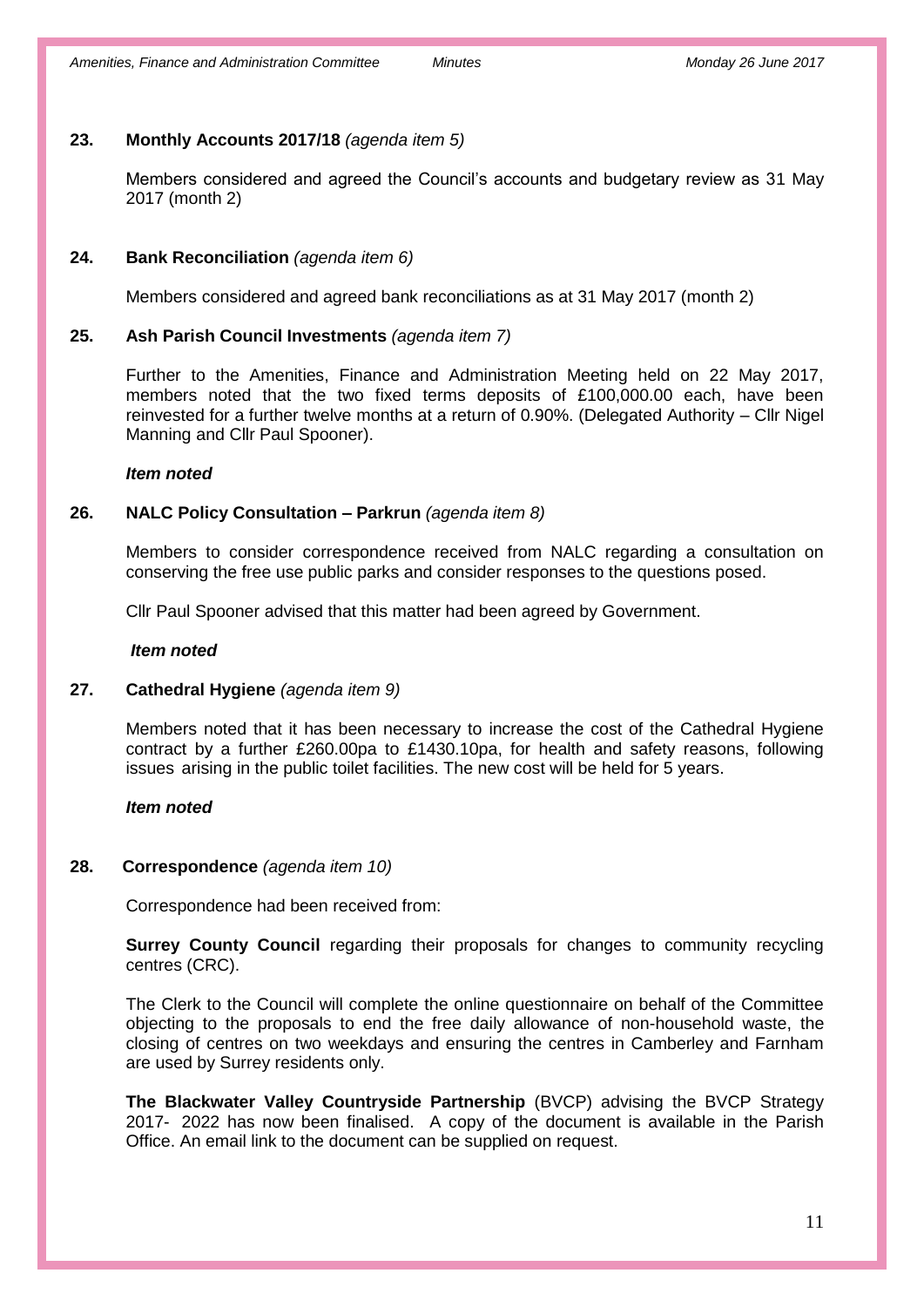**23. Monthly Accounts 2017/18** *(agenda item 5)*

Members considered and agreed the Council's accounts and budgetary review as 31 May 2017 (month 2)

**24. Bank Reconciliation** *(agenda item 6)*

Members considered and agreed bank reconciliations as at 31 May 2017 (month 2)

**25. Ash Parish Council Investments** *(agenda item 7)*

Further to the Amenities, Finance and Administration Meeting held on 22 May 2017, members noted that the two fixed terms deposits of £100,000.00 each, have been reinvested for a further twelve months at a return of 0.90%. (Delegated Authority – Cllr Nigel Manning and Cllr Paul Spooner).

***Item noted***

**26. NALC Policy Consultation – Parkrun** *(agenda item 8)*

Members to consider correspondence received from NALC regarding a consultation on conserving the free use public parks and consider responses to the questions posed.

Cllr Paul Spooner advised that this matter had been agreed by Government.

***Item noted***

**27. Cathedral Hygiene** *(agenda item 9)*

Members noted that it has been necessary to increase the cost of the Cathedral Hygiene contract by a further £260.00pa to £1430.10pa, for health and safety reasons, following issues arising in the public toilet facilities. The new cost will be held for 5 years.

***Item noted***

**28. Correspondence** *(agenda item 10)*

Correspondence had been received from:

**Surrey County Council** regarding their proposals for changes to community recycling centres (CRC).

The Clerk to the Council will complete the online questionnaire on behalf of the Committee objecting to the proposals to end the free daily allowance of non-household waste, the closing of centres on two weekdays and ensuring the centres in Camberley and Farnham are used by Surrey residents only.

**The Blackwater Valley Countryside Partnership** (BVCP) advising the BVCP Strategy 2017- 2022 has now been finalised. A copy of the document is available in the Parish Office. An email link to the document can be supplied on request.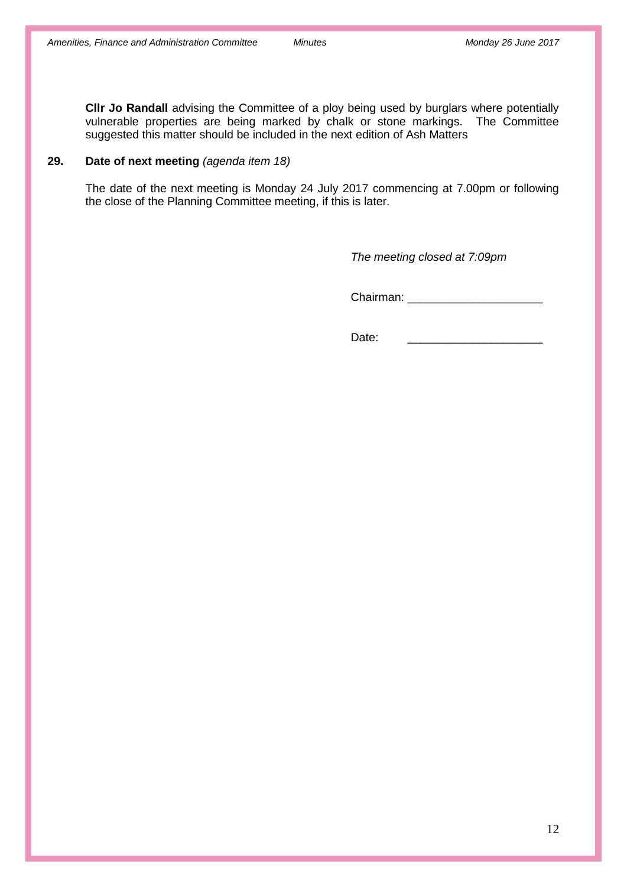**Cllr Jo Randall** advising the Committee of a ploy being used by burglars where potentially vulnerable properties are being marked by chalk or stone markings. The Committee suggested this matter should be included in the next edition of Ash Matters

**29. Date of next meeting** *(agenda item 18)*

The date of the next meeting is Monday 24 July 2017 commencing at 7.00pm or following the close of the Planning Committee meeting, if this is later.

*The meeting closed at 7:09pm*

Chairman: ____________________

Date: ____________________